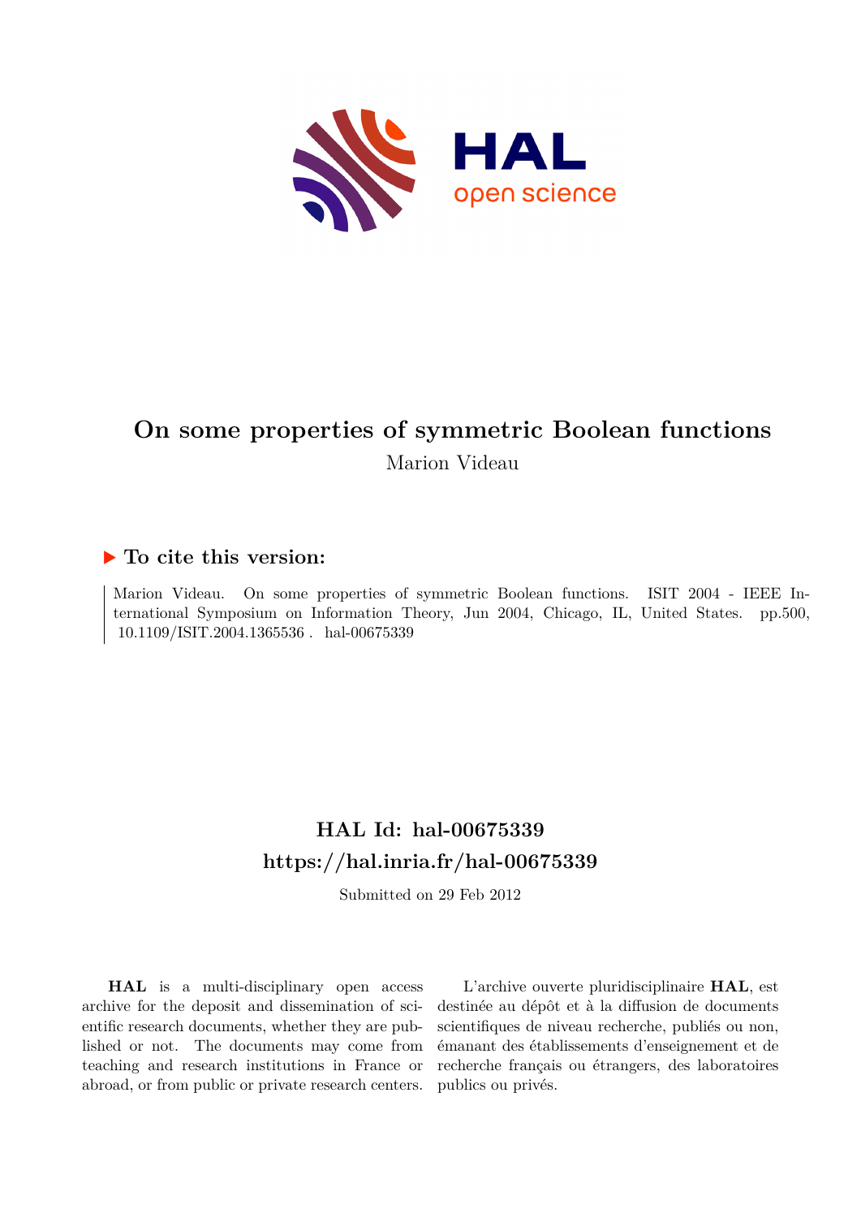# On some properties of symmetric Boolean functions

Marion Videau

## ▶ To cite this version:

Marion Videau. On some properties of symmetric Boolean functions. ISIT 2004 - IEEE International Symposium on Information Theory, Jun 2004, Chicago, IL, United States. pp.500, 10.1109/ISIT.2004.1365536 . hal-00675339

## HAL Id: hal-00675339

## https://hal.inria.fr/hal-00675339

Submitted on 29 Feb 2012

**HAL** is a multi-disciplinary open access archive for the deposit and dissemination of scientific research documents, whether they are published or not. The documents may come from teaching and research institutions in France or abroad, or from public or private research centers.

L'archive ouverte pluridisciplinaire **HAL**, est destinée au dépôt et à la diffusion de documents scientifiques de niveau recherche, publiés ou non, émanant des établissements d'enseignement et de recherche français ou étrangers, des laboratoires publics ou privés.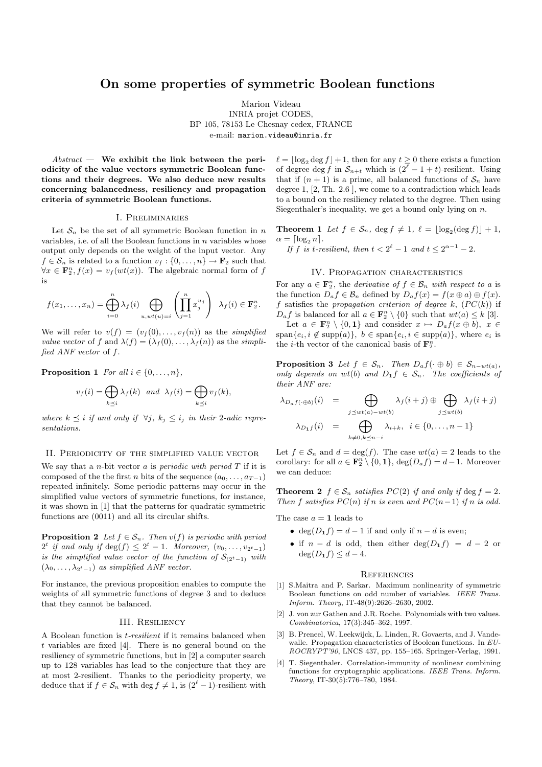# On some properties of symmetric Boolean functions

Marion Videau
INRIA projet CODES,
BP 105, 78153 Le Chesnay cedex, FRANCE
e-mail: marion.videau@inria.fr

*Abstract* — **We exhibit the link between the periodicity of the value vectors symmetric Boolean functions and their degrees. We also deduce new results concerning balancedness, resiliency and propagation criteria of symmetric Boolean functions.**

## I. Preliminaries

Let $\mathcal{S}_n$ be the set of all symmetric Boolean function in $n$ variables, i.e. of all the Boolean functions in $n$ variables whose output only depends on the weight of the input vector. Any $f \in \mathcal{S}_n$ is related to a function $v_f : \{0, \ldots, n\} \to \mathbf{F}_2$ such that $\forall x \in \mathbf{F}_2^n, f(x) = v_f(wt(x))$. The algebraic normal form of $f$ is

$$f(x_1, \ldots, x_n) = \bigoplus_{i=0}^{n} \lambda_f(i) \bigoplus_{u, wt(u)=i} \left( \prod_{j=1}^{n} x_j^{u_j} \right) \quad \lambda_f(i) \in \mathbf{F}_2^n.$$

We will refer to $v(f) = (v_f(0), \ldots, v_f(n))$ as the *simplified value vector* of $f$ and $\lambda(f) = (\lambda_f(0), \ldots, \lambda_f(n))$ as the *simplified ANF vector* of $f$.

**Proposition 1** *For all $i \in \{0, \ldots, n\}$,*

$$v_f(i) = \bigoplus_{k \preceq i} \lambda_f(k) \quad \text{and} \quad \lambda_f(i) = \bigoplus_{k \preceq i} v_f(k),$$

*where $k \preceq i$ if and only if $\forall j,\ k_j \leq i_j$ in their 2-adic representations.*

## II. Periodicity of the simplified value vector

We say that a $n$-bit vector $a$ is *periodic with period $T$* if it is composed of the the first $n$ bits of the sequence $(a_0, \ldots, a_{T-1})$ repeated infinitely. Some periodic patterns may occur in the simplified value vectors of symmetric functions, for instance, it was shown in [1] that the patterns for quadratic symmetric functions are (0011) and all its circular shifts.

**Proposition 2** *Let $f \in \mathcal{S}_n$. Then $v(f)$ is periodic with period $2^t$ if and only if $\deg(f) \leq 2^t - 1$. Moreover, $(v_0, \ldots, v_{2^t-1})$ is the simplified value vector of the function of $\mathcal{S}_{(2^t-1)}$ with $(\lambda_0, \ldots, \lambda_{2^t-1})$ as simplified ANF vector.*

For instance, the previous proposition enables to compute the weights of all symmetric functions of degree 3 and to deduce that they cannot be balanced.

## III. Resiliency

A Boolean function is *t-resilient* if it remains balanced when $t$ variables are fixed [4]. There is no general bound on the resiliency of symmetric functions, but in [2] a computer search up to 128 variables has lead to the conjecture that they are at most 2-resilient. Thanks to the periodicity property, we deduce that if $f \in \mathcal{S}_n$ with $\deg f \neq 1$, is $(2^\ell - 1)$-resilient with $\ell = \lfloor \log_2 \deg f \rfloor + 1$, then for any $t \geq 0$ there exists a function of degree $\deg f$ in $\mathcal{S}_{n+t}$ which is $(2^\ell - 1 + t)$-resilient. Using that if $(n+1)$ is a prime, all balanced functions of $\mathcal{S}_n$ have degree 1, [2, Th. 2.6 ], we come to a contradiction which leads to a bound on the resiliency related to the degree. Then using Siegenthaler's inequality, we get a bound only lying on $n$.

**Theorem 1** *Let $f \in \mathcal{S}_n$, $\deg f \neq 1$, $\ell = \lfloor \log_2(\deg f) \rfloor + 1$, $\alpha = \lceil \log_2 n \rceil$.*
*If $f$ is t-resilient, then $t < 2^\ell - 1$ and $t \leq 2^{\alpha-1} - 2$.*

## IV. Propagation characteristics

For any $a \in \mathbf{F}_2^n$, the *derivative of $f \in \mathcal{B}_n$ with respect to $a$* is the function $D_a f \in \mathcal{B}_n$ defined by $D_a f(x) = f(x \oplus a) \oplus f(x)$. $f$ satisfies the *propagation criterion of degree $k$*, ($PC(k)$) if $D_a f$ is balanced for all $a \in \mathbf{F}_2^n \setminus \{0\}$ such that $wt(a) \leq k$ [3].

Let $a \in \mathbf{F}_2^n \setminus \{0, \mathbf{1}\}$ and consider $x \mapsto D_a f(x \oplus b)$, $x \in \text{span}\{e_i, i \notin \text{supp}(a)\}$, $b \in \text{span}\{e_i, i \in \text{supp}(a)\}$, where $e_i$ is the $i$-th vector of the canonical basis of $\mathbf{F}_2^n$.

**Proposition 3** *Let $f \in \mathcal{S}_n$. Then $D_a f(\cdot \oplus b) \in \mathcal{S}_{n-wt(a)}$, only depends on $wt(b)$ and $D_{\mathbf{1}} f \in \mathcal{S}_n$. The coefficients of their ANF are:*

$$\lambda_{D_a f(\cdot \oplus b)}(i) = \bigoplus_{j \preceq wt(a) - wt(b)} \lambda_f(i+j) \oplus \bigoplus_{j \preceq wt(b)} \lambda_f(i+j)$$

$$\lambda_{D_{\mathbf{1}} f}(i) = \bigoplus_{k \neq 0, k \preceq n-i} \lambda_{i+k}, \quad i \in \{0, \ldots, n-1\}$$

Let $f \in \mathcal{S}_n$ and $d = \deg(f)$. The case $wt(a) = 2$ leads to the corollary: for all $a \in \mathbf{F}_2^n \setminus \{0, \mathbf{1}\}$, $\deg(D_a f) = d - 1$. Moreover we can deduce:

**Theorem 2** *$f \in \mathcal{S}_n$ satisfies $PC(2)$ if and only if $\deg f = 2$. Then $f$ satisfies $PC(n)$ if $n$ is even and $PC(n-1)$ if $n$ is odd.*

The case $a = \mathbf{1}$ leads to

- $\deg(D_{\mathbf{1}} f) = d - 1$ if and only if $n - d$ is even;
- if $n - d$ is odd, then either $\deg(D_{\mathbf{1}} f) = d - 2$ or $\deg(D_{\mathbf{1}} f) \leq d - 4$.

## References

[1] S.Maitra and P. Sarkar. Maximum nonlinearity of symmetric Boolean functions on odd number of variables. *IEEE Trans. Inform. Theory*, IT-48(9):2626–2630, 2002.

[2] J. von zur Gathen and J.R. Roche. Polynomials with two values. *Combinatorica*, 17(3):345–362, 1997.

[3] B. Preneel, W. Leekwijck, L. Linden, R. Govaerts, and J. Vandewalle. Propagation characteristics of Boolean functions. In *EUROCRYPT'90*, LNCS 437, pp. 155–165. Springer-Verlag, 1991.

[4] T. Siegenthaler. Correlation-immunity of nonlinear combining functions for cryptographic applications. *IEEE Trans. Inform. Theory*, IT-30(5):776–780, 1984.